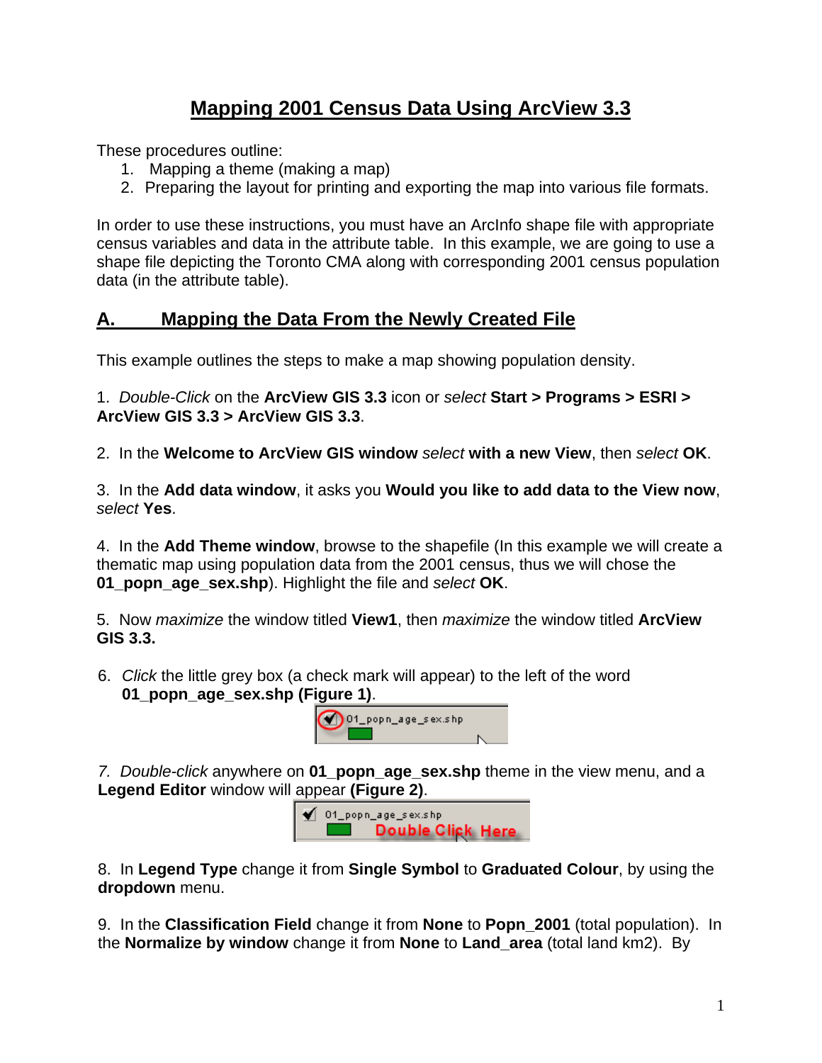# Mapping 2001 Census Data Using ArcView 3.3

These procedures outline:

1. Mapping a theme (making a map)
2. Preparing the layout for printing and exporting the map into various file formats.

In order to use these instructions, you must have an ArcInfo shape file with appropriate census variables and data in the attribute table. In this example, we are going to use a shape file depicting the Toronto CMA along with corresponding 2001 census population data (in the attribute table).

## A. Mapping the Data From the Newly Created File

This example outlines the steps to make a map showing population density.

1. *Double-Click* on the **ArcView GIS 3.3** icon or *select* **Start > Programs > ESRI > ArcView GIS 3.3 > ArcView GIS 3.3**.

2. In the **Welcome to ArcView GIS window** *select* **with a new View**, then *select* **OK**.

3. In the **Add data window**, it asks you **Would you like to add data to the View now**, *select* **Yes**.

4. In the **Add Theme window**, browse to the shapefile (In this example we will create a thematic map using population data from the 2001 census, thus we will chose the **01_popn_age_sex.shp**). Highlight the file and *select* **OK**.

5. Now *maximize* the window titled **View1**, then *maximize* the window titled **ArcView GIS 3.3.**

6. *Click* the little grey box (a check mark will appear) to the left of the word **01_popn_age_sex.shp (Figure 1)**.

7. *Double-click* anywhere on **01_popn_age_sex.shp** theme in the view menu, and a **Legend Editor** window will appear **(Figure 2)**.

8. In **Legend Type** change it from **Single Symbol** to **Graduated Colour**, by using the **dropdown** menu.

9. In the **Classification Field** change it from **None** to **Popn_2001** (total population). In the **Normalize by window** change it from **None** to **Land_area** (total land km2). By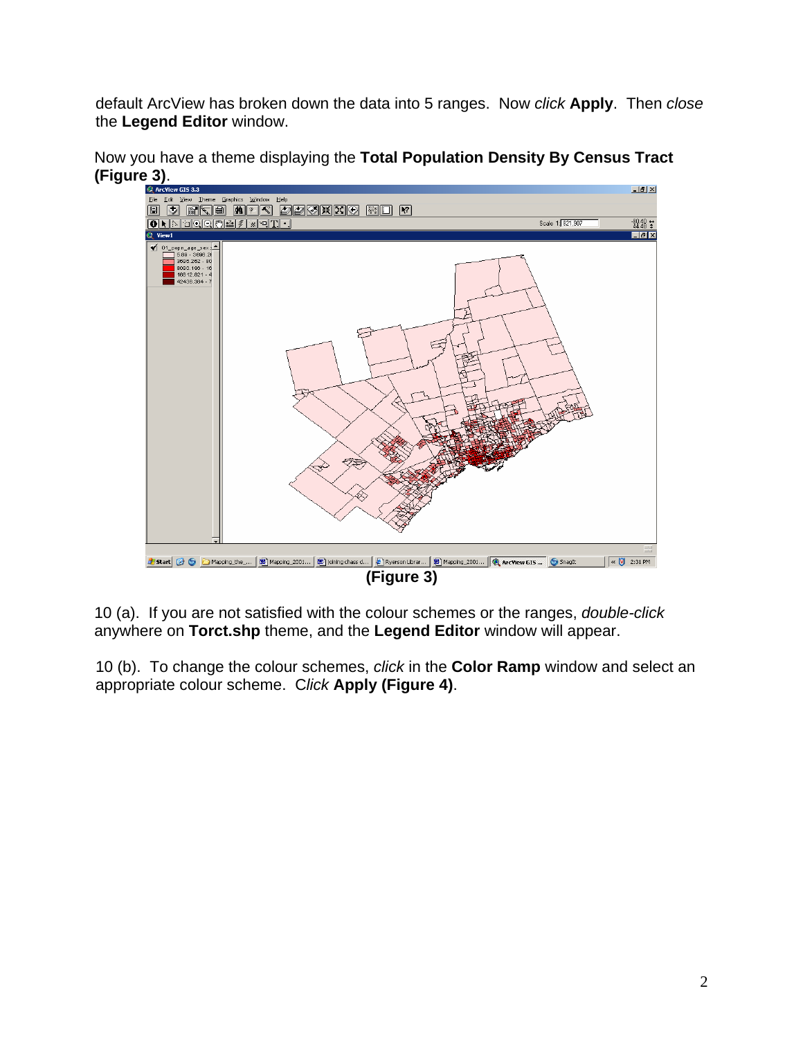default ArcView has broken down the data into 5 ranges. Now *click* **Apply**. Then *close* the **Legend Editor** window.

Now you have a theme displaying the **Total Population Density By Census Tract (Figure 3)**.

**(Figure 3)**

10 (a). If you are not satisfied with the colour schemes or the ranges, *double-click* anywhere on **Torct.shp** theme, and the **Legend Editor** window will appear.

10 (b). To change the colour schemes, *click* in the **Color Ramp** window and select an appropriate colour scheme. *Click* **Apply (Figure 4)**.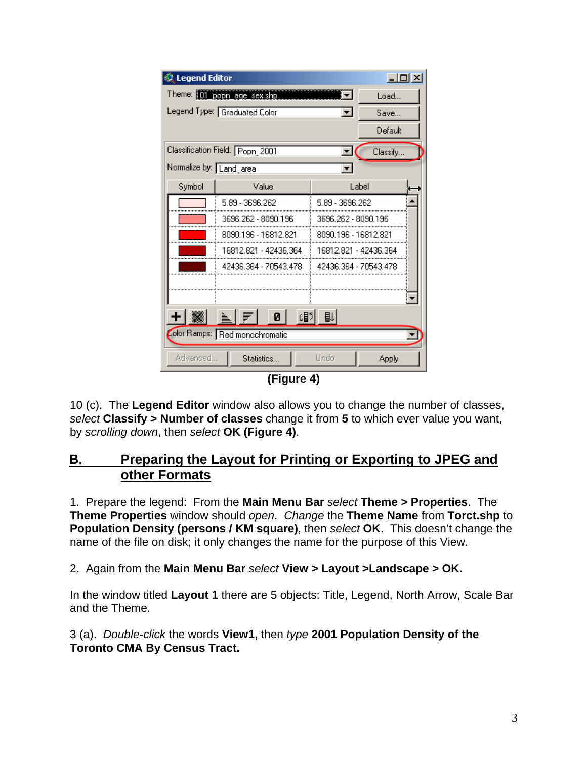(Figure 4)

10 (c). The **Legend Editor** window also allows you to change the number of classes, *select* **Classify > Number of classes** change it from **5** to which ever value you want, by *scrolling down*, then *select* **OK (Figure 4)**.

## B. Preparing the Layout for Printing or Exporting to JPEG and other Formats

1. Prepare the legend: From the **Main Menu Bar** *select* **Theme > Properties**. The **Theme Properties** window should *open*. *Change* the **Theme Name** from **Torct.shp** to **Population Density (persons / KM square)**, then *select* **OK**. This doesn't change the name of the file on disk; it only changes the name for the purpose of this View.

2. Again from the **Main Menu Bar** *select* **View > Layout >Landscape > OK.**

In the window titled **Layout 1** there are 5 objects: Title, Legend, North Arrow, Scale Bar and the Theme.

3 (a). *Double-click* the words **View1,** then *type* **2001 Population Density of the Toronto CMA By Census Tract.**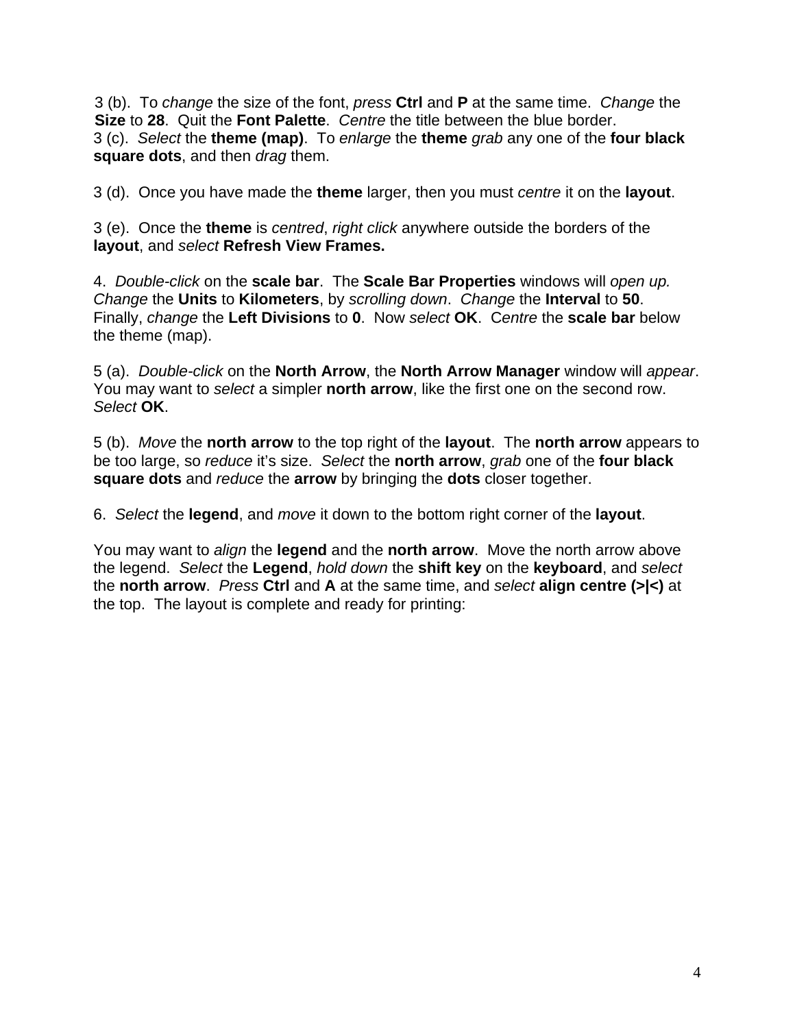3 (b). To *change* the size of the font, *press* **Ctrl** and **P** at the same time. *Change* the **Size** to **28**. Quit the **Font Palette**. *Centre* the title between the blue border.
3 (c). *Select* the **theme (map)**. To *enlarge* the **theme** *grab* any one of the **four black square dots**, and then *drag* them.

3 (d). Once you have made the **theme** larger, then you must *centre* it on the **layout**.

3 (e). Once the **theme** is *centred*, *right click* anywhere outside the borders of the **layout**, and *select* **Refresh View Frames.**

4. *Double-click* on the **scale bar**. The **Scale Bar Properties** windows will *open up. Change* the **Units** to **Kilometers**, by *scrolling down*. *Change* the **Interval** to **50**. Finally, *change* the **Left Divisions** to **0**. Now *select* **OK**. *Centre* the **scale bar** below the theme (map).

5 (a). *Double-click* on the **North Arrow**, the **North Arrow Manager** window will *appear*. You may want to *select* a simpler **north arrow**, like the first one on the second row. *Select* **OK**.

5 (b). *Move* the **north arrow** to the top right of the **layout**. The **north arrow** appears to be too large, so *reduce* it's size. *Select* the **north arrow**, *grab* one of the **four black square dots** and *reduce* the **arrow** by bringing the **dots** closer together.

6. *Select* the **legend**, and *move* it down to the bottom right corner of the **layout**.

You may want to *align* the **legend** and the **north arrow**. Move the north arrow above the legend. *Select* the **Legend**, *hold down* the **shift key** on the **keyboard**, and *select* the **north arrow**. *Press* **Ctrl** and **A** at the same time, and *select* **align centre (>|<)** at the top. The layout is complete and ready for printing: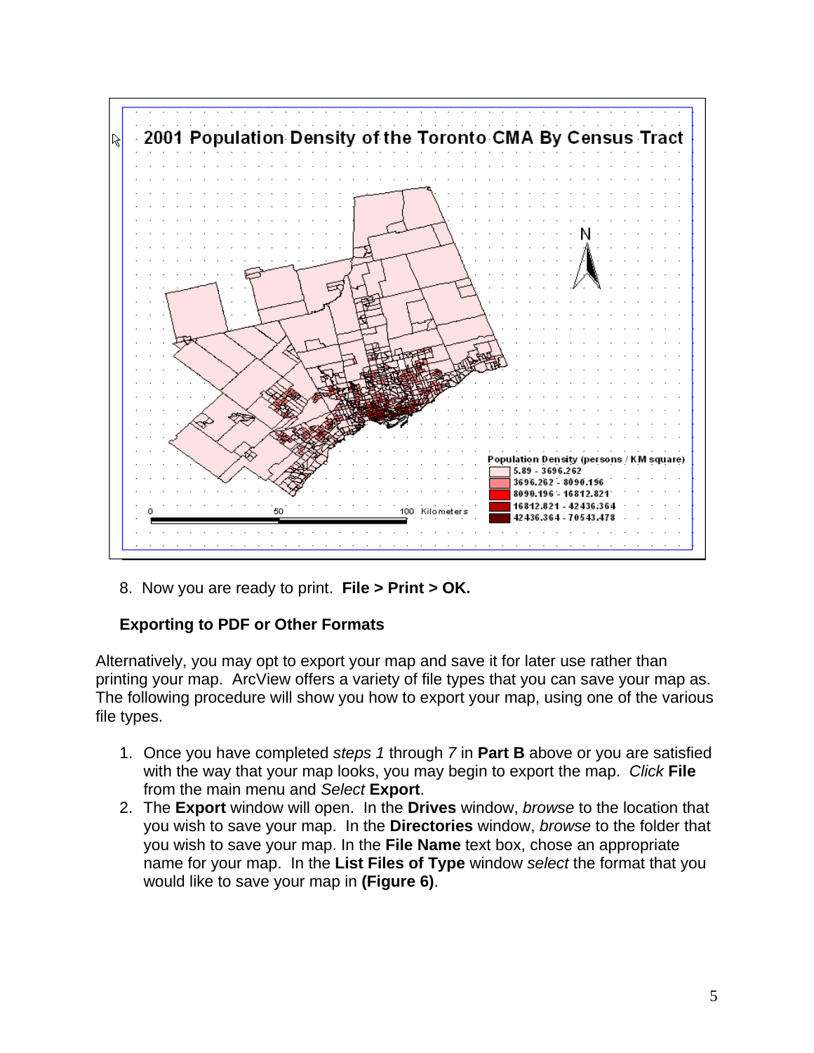8. Now you are ready to print. **File > Print > OK.**

**Exporting to PDF or Other Formats**

Alternatively, you may opt to export your map and save it for later use rather than printing your map. ArcView offers a variety of file types that you can save your map as. The following procedure will show you how to export your map, using one of the various file types.

1. Once you have completed *steps 1* through *7* in **Part B** above or you are satisfied with the way that your map looks, you may begin to export the map. *Click* **File** from the main menu and *Select* **Export**.
2. The **Export** window will open. In the **Drives** window, *browse* to the location that you wish to save your map. In the **Directories** window, *browse* to the folder that you wish to save your map. In the **File Name** text box, chose an appropriate name for your map. In the **List Files of Type** window *select* the format that you would like to save your map in **(Figure 6)**.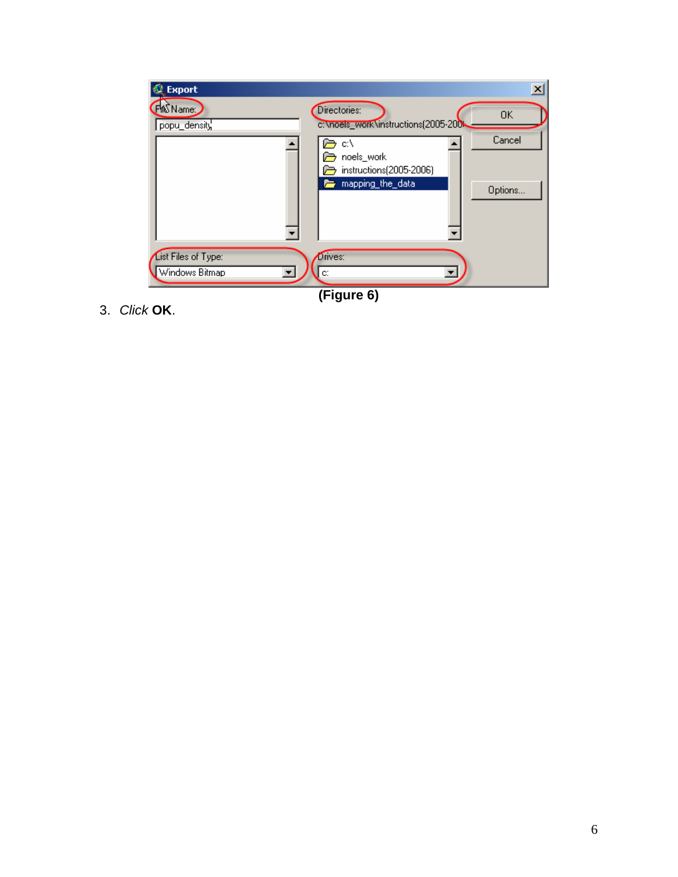(Figure 6)

3. *Click* **OK**.